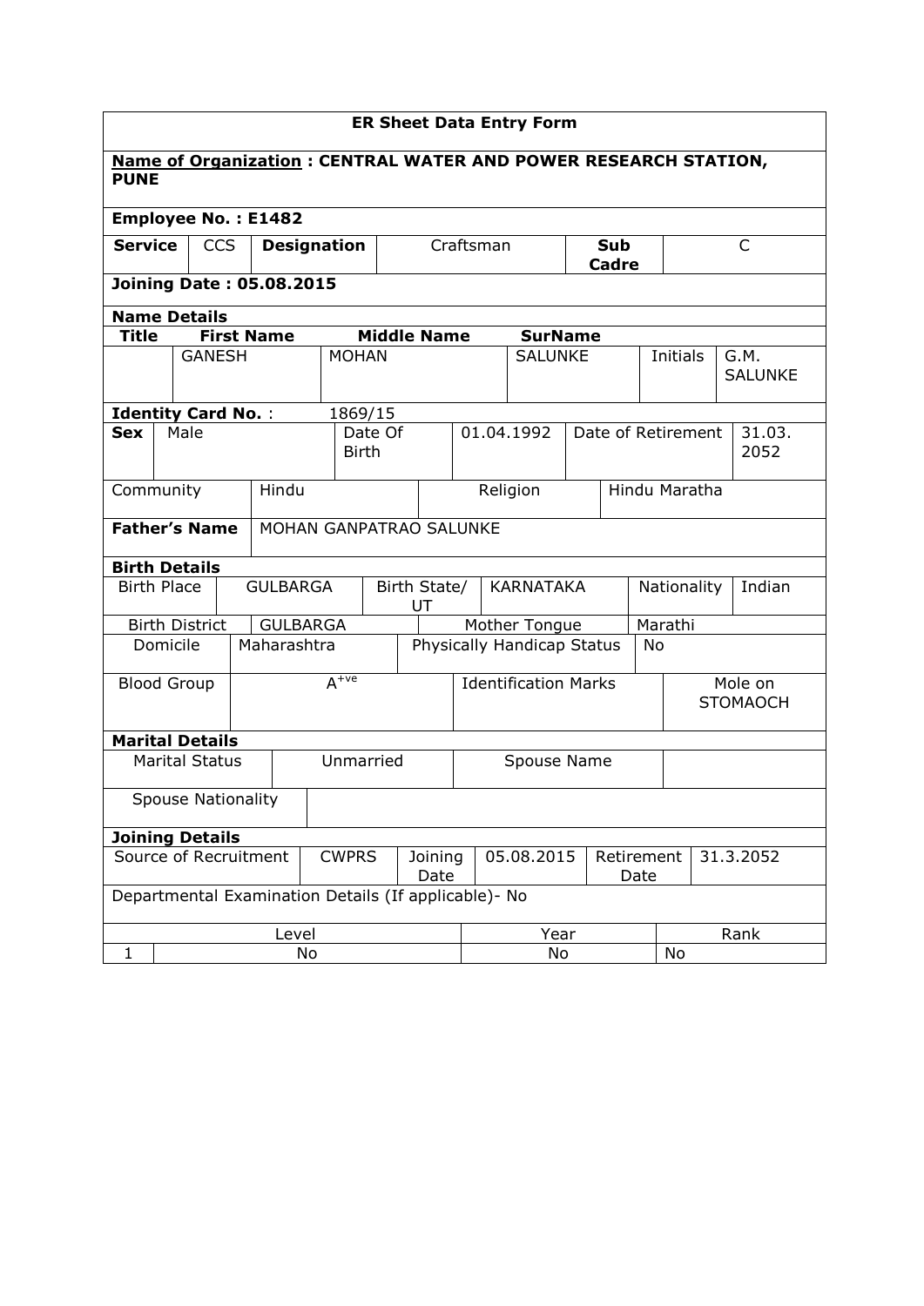## ER Sheet Data Entry Form

**Name of Organization : CENTRAL WATER AND POWER RESEARCH STATION, PUNE**

**Employee No. : E1482**

| **Service** | CCS | **Designation** | Craftsman | **Sub Cadre** | C |
|---|---|---|---|---|---|

**Joining Date : 05.08.2015**

**Name Details**

| **Title** | **First Name** | **Middle Name** | **SurName** | | |
|---|---|---|---|---|---|
| | GANESH | MOHAN | SALUNKE | Initials | G.M. SALUNKE |

**Identity Card No.** : 1869/15

| **Sex** | Male | Date Of Birth | 01.04.1992 | Date of Retirement | 31.03. 2052 |
|---|---|---|---|---|---|

| Community | Hindu | Religion | Hindu Maratha |
|---|---|---|---|

| **Father's Name** | MOHAN GANPATRAO SALUNKE |
|---|---|

**Birth Details**

| Birth Place | GULBARGA | Birth State/ UT | KARNATAKA | Nationality | Indian |
|---|---|---|---|---|---|
| Birth District | GULBARGA | | Mother Tongue | Marathi | |
| Domicile | Maharashtra | | Physically Handicap Status | No | |
| Blood Group | $A^{+ve}$ | | Identification Marks | Mole on STOMAOCH | |

**Marital Details**

| Marital Status | Unmarried | Spouse Name | |
|---|---|---|---|
| Spouse Nationality | | | |

**Joining Details**

| Source of Recruitment | CWPRS | Joining Date | 05.08.2015 | Retirement Date | 31.3.2052 |
|---|---|---|---|---|---|

Departmental Examination Details (If applicable)- No

| | Level | Year | Rank |
|---|---|---|---|
| 1 | No | No | No |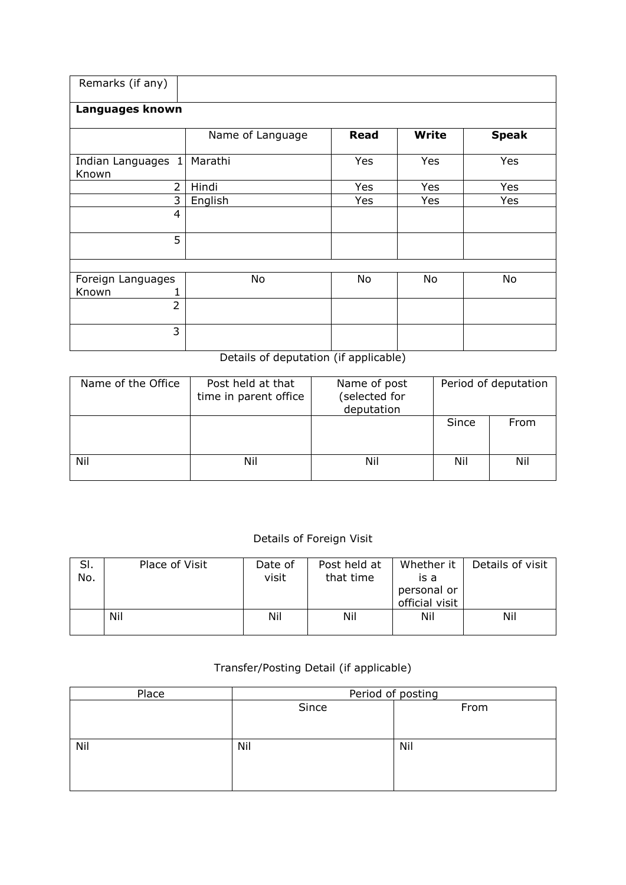| Remarks (if any) | | | | |
|---|---|---|---|---|
| **Languages known** | | | | |
| | Name of Language | **Read** | **Write** | **Speak** |
| Indian Languages Known 1 | Marathi | Yes | Yes | Yes |
| 2 | Hindi | Yes | Yes | Yes |
| 3 | English | Yes | Yes | Yes |
| 4 | | | | |
| 5 | | | | |
| | | | | |
| Foreign Languages Known 1 | No | No | No | No |
| 2 | | | | |
| 3 | | | | |

Details of deputation (if applicable)

| Name of the Office | Post held at that time in parent office | Name of post (selected for deputation | Period of deputation | |
|---|---|---|---|---|
| | | | Since | From |
| Nil | Nil | Nil | Nil | Nil |

Details of Foreign Visit

| Sl. No. | Place of Visit | Date of visit | Post held at that time | Whether it is a personal or official visit | Details of visit |
|---|---|---|---|---|---|
| | Nil | Nil | Nil | Nil | Nil |

Transfer/Posting Detail (if applicable)

| Place | Period of posting | |
|---|---|---|
| | Since | From |
| Nil | Nil | Nil |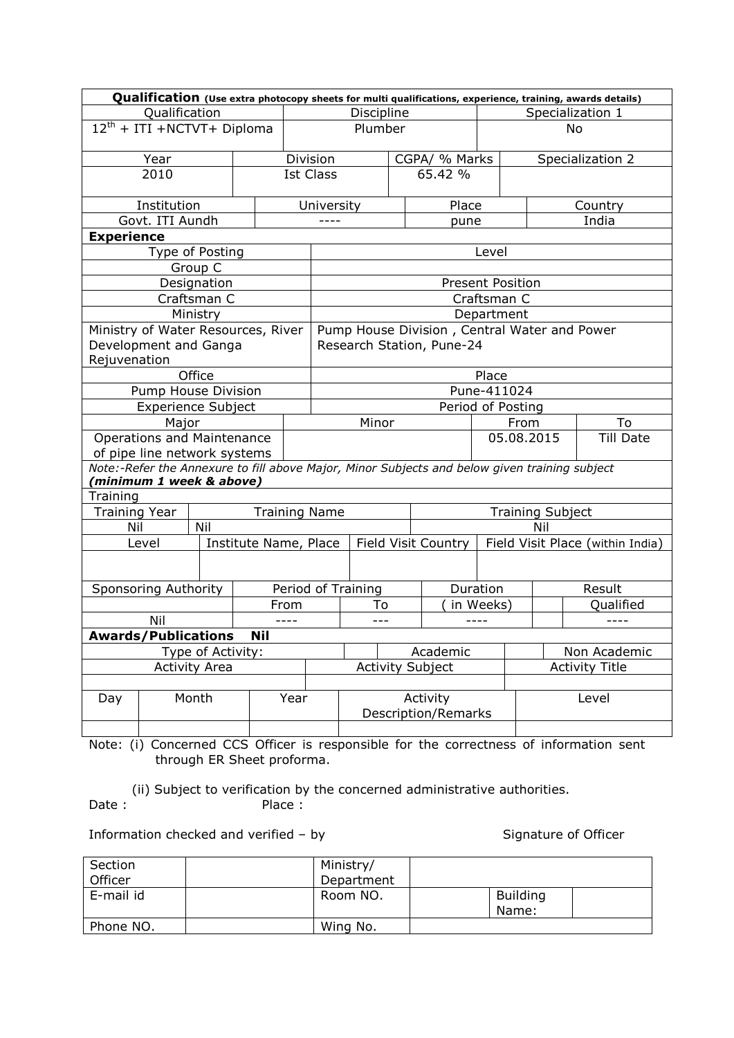**Qualification** (Use extra photocopy sheets for multi qualifications, experience, training, awards details)

| Qualification | Discipline | Specialization 1 |
|---|---|---|
| $12^{th}$ + ITI +NCTVT+ Diploma | Plumber | No |

| Year | Division | CGPA/ % Marks | Specialization 2 |
|---|---|---|---|
| 2010 | Ist Class | 65.42 % | |

| Institution | University | Place | Country |
|---|---|---|---|
| Govt. ITI Aundh | ---- | pune | India |

**Experience**

| Type of Posting | Level |
|---|---|
| Group C | |
| **Designation** | **Present Position** |
| Craftsman C | Craftsman C |
| **Ministry** | **Department** |
| Ministry of Water Resources, River Development and Ganga Rejuvenation | Pump House Division , Central Water and Power Research Station, Pune-24 |
| **Office** | **Place** |
| Pump House Division | Pune-411024 |

| Experience Subject | | Period of Posting | |
|---|---|---|---|
| Major | Minor | From | To |
| Operations and Maintenance of pipe line network systems | | 05.08.2015 | Till Date |

*Note:-Refer the Annexure to fill above Major, Minor Subjects and below given training subject* ***(minimum 1 week & above)***

Training

| Training Year | Training Name | Training Subject |
|---|---|---|
| Nil | Nil | Nil |

| Level | Institute Name, Place | Field Visit Country | Field Visit Place (within India) |
|---|---|---|---|
| | | | |

| Sponsoring Authority | Period of Training | | Duration | Result |
|---|---|---|---|---|
| | From | To | ( in Weeks) | Qualified |
| Nil | ---- | --- | ---- | ---- |

**Awards/Publications Nil**

| Type of Activity: | | Academic | | Non Academic |
|---|---|---|---|---|

| Activity Area | Activity Subject | Activity Title |
|---|---|---|
| | | |

| Day | Month | Year | Activity Description/Remarks | Level |
|---|---|---|---|---|
| | | | | |

Note: (i) Concerned CCS Officer is responsible for the correctness of information sent through ER Sheet proforma.

(ii) Subject to verification by the concerned administrative authorities.

Date : Place :

Information checked and verified – by Signature of Officer

| Section Officer | | Ministry/ Department | | | |
|---|---|---|---|---|---|
| E-mail id | | Room NO. | | Building Name: | |
| Phone NO. | | Wing No. | | | |